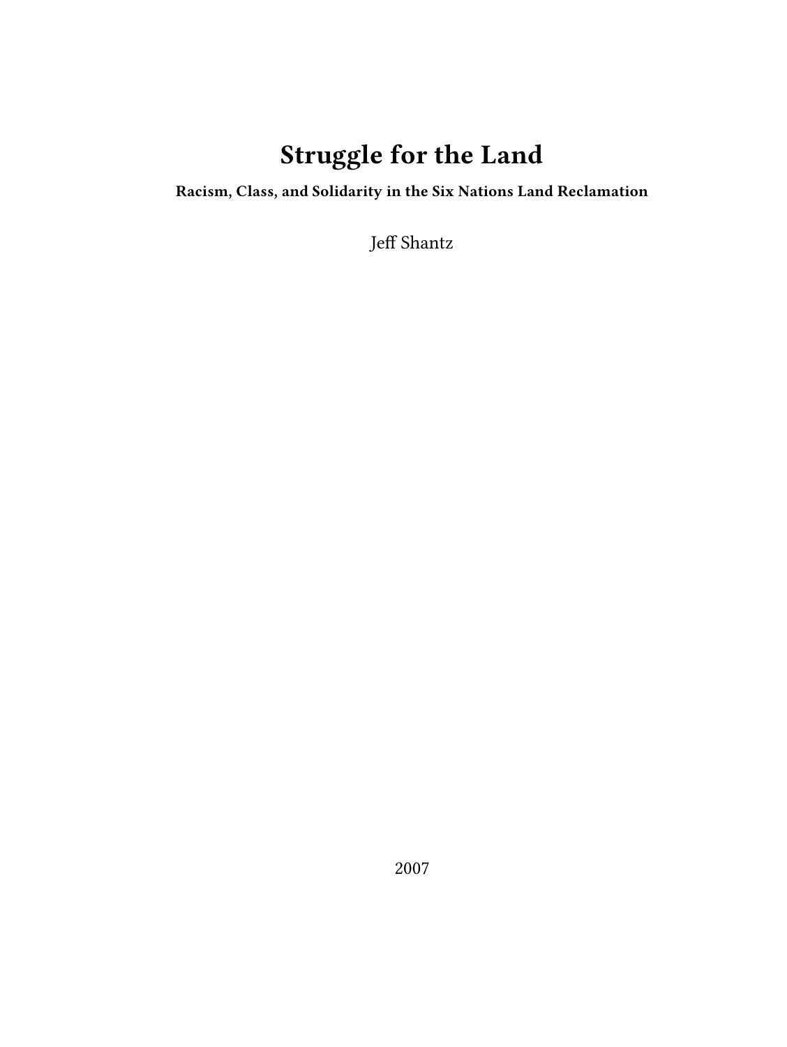# Struggle for the Land

**Racism, Class, and Solidarity in the Six Nations Land Reclamation**

Jeff Shantz

2007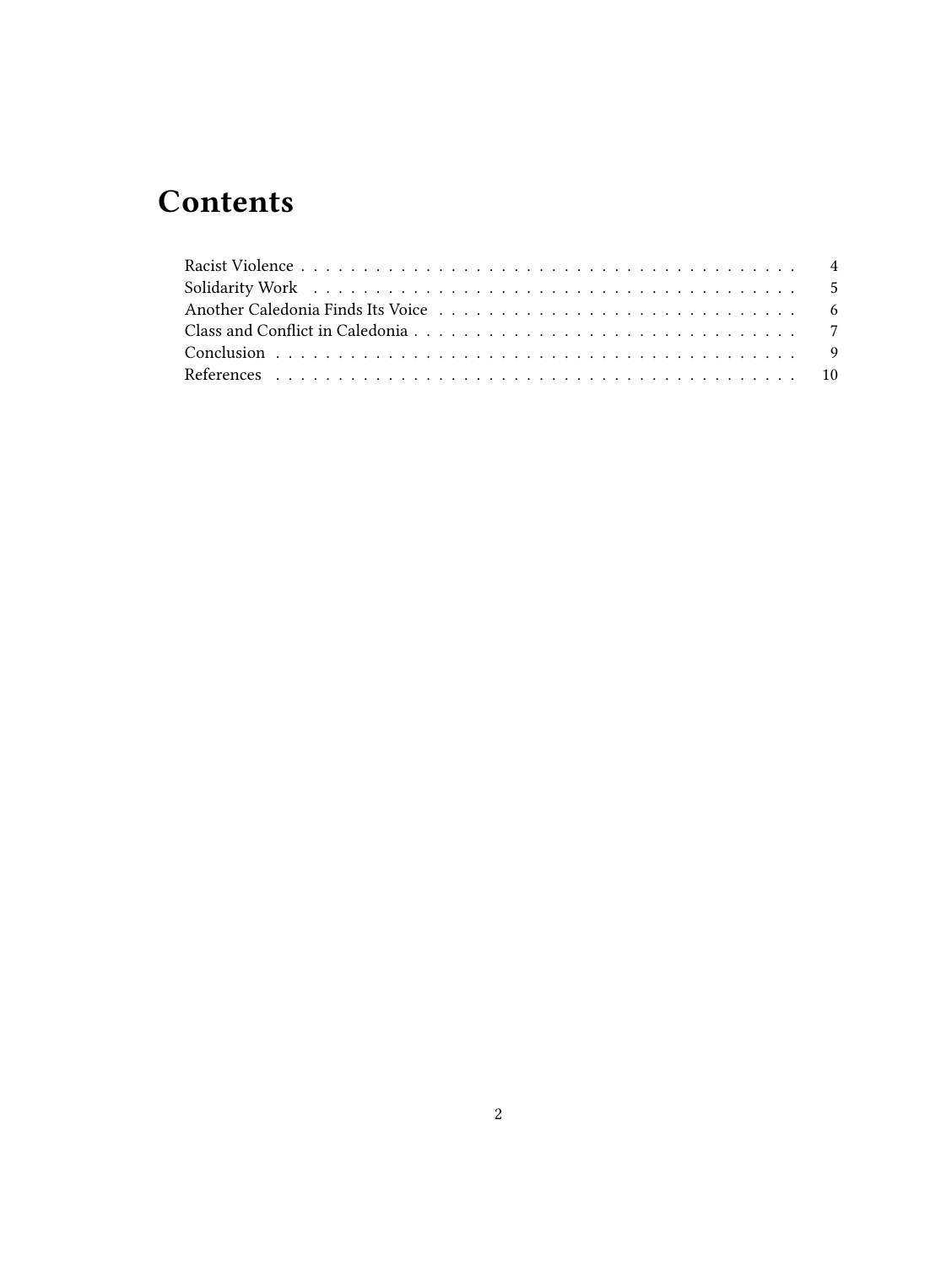# Contents

Racist Violence . . . . . . . . . . . . . . . . . . . . . . . . . . . . . . . . . . . . . . . . 4
Solidarity Work . . . . . . . . . . . . . . . . . . . . . . . . . . . . . . . . . . . . . . . . 5
Another Caledonia Finds Its Voice . . . . . . . . . . . . . . . . . . . . . . . . . . . . 6
Class and Conflict in Caledonia . . . . . . . . . . . . . . . . . . . . . . . . . . . . . 7
Conclusion . . . . . . . . . . . . . . . . . . . . . . . . . . . . . . . . . . . . . . . . . 9
References . . . . . . . . . . . . . . . . . . . . . . . . . . . . . . . . . . . . . . . . . 10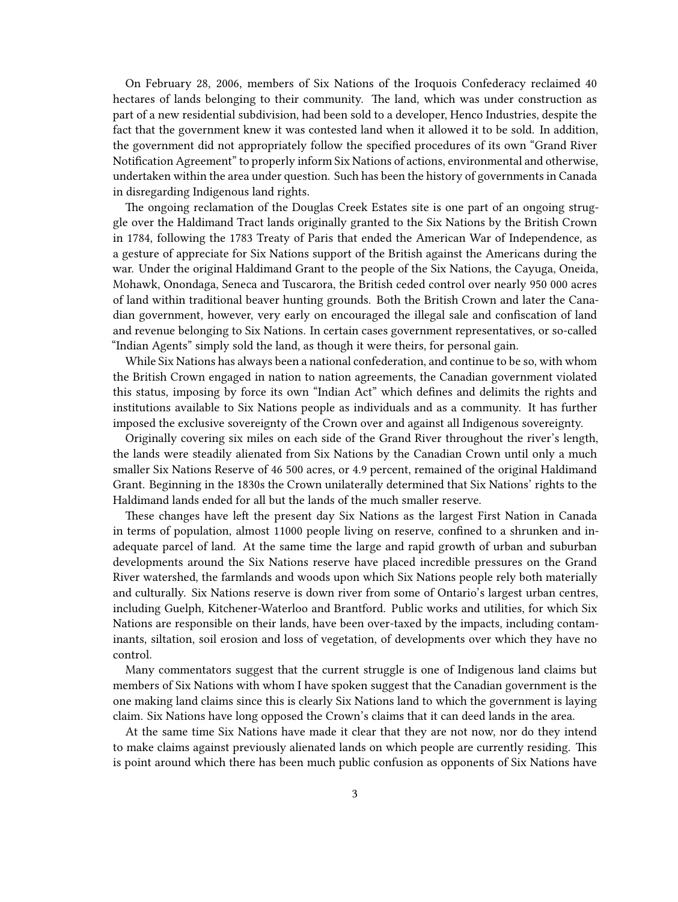On February 28, 2006, members of Six Nations of the Iroquois Confederacy reclaimed 40 hectares of lands belonging to their community. The land, which was under construction as part of a new residential subdivision, had been sold to a developer, Henco Industries, despite the fact that the government knew it was contested land when it allowed it to be sold. In addition, the government did not appropriately follow the specified procedures of its own "Grand River Notification Agreement" to properly inform Six Nations of actions, environmental and otherwise, undertaken within the area under question. Such has been the history of governments in Canada in disregarding Indigenous land rights.

The ongoing reclamation of the Douglas Creek Estates site is one part of an ongoing struggle over the Haldimand Tract lands originally granted to the Six Nations by the British Crown in 1784, following the 1783 Treaty of Paris that ended the American War of Independence, as a gesture of appreciate for Six Nations support of the British against the Americans during the war. Under the original Haldimand Grant to the people of the Six Nations, the Cayuga, Oneida, Mohawk, Onondaga, Seneca and Tuscarora, the British ceded control over nearly 950 000 acres of land within traditional beaver hunting grounds. Both the British Crown and later the Canadian government, however, very early on encouraged the illegal sale and confiscation of land and revenue belonging to Six Nations. In certain cases government representatives, or so-called "Indian Agents" simply sold the land, as though it were theirs, for personal gain.

While Six Nations has always been a national confederation, and continue to be so, with whom the British Crown engaged in nation to nation agreements, the Canadian government violated this status, imposing by force its own "Indian Act" which defines and delimits the rights and institutions available to Six Nations people as individuals and as a community. It has further imposed the exclusive sovereignty of the Crown over and against all Indigenous sovereignty.

Originally covering six miles on each side of the Grand River throughout the river's length, the lands were steadily alienated from Six Nations by the Canadian Crown until only a much smaller Six Nations Reserve of 46 500 acres, or 4.9 percent, remained of the original Haldimand Grant. Beginning in the 1830s the Crown unilaterally determined that Six Nations' rights to the Haldimand lands ended for all but the lands of the much smaller reserve.

These changes have left the present day Six Nations as the largest First Nation in Canada in terms of population, almost 11000 people living on reserve, confined to a shrunken and inadequate parcel of land. At the same time the large and rapid growth of urban and suburban developments around the Six Nations reserve have placed incredible pressures on the Grand River watershed, the farmlands and woods upon which Six Nations people rely both materially and culturally. Six Nations reserve is down river from some of Ontario's largest urban centres, including Guelph, Kitchener-Waterloo and Brantford. Public works and utilities, for which Six Nations are responsible on their lands, have been over-taxed by the impacts, including contaminants, siltation, soil erosion and loss of vegetation, of developments over which they have no control.

Many commentators suggest that the current struggle is one of Indigenous land claims but members of Six Nations with whom I have spoken suggest that the Canadian government is the one making land claims since this is clearly Six Nations land to which the government is laying claim. Six Nations have long opposed the Crown's claims that it can deed lands in the area.

At the same time Six Nations have made it clear that they are not now, nor do they intend to make claims against previously alienated lands on which people are currently residing. This is point around which there has been much public confusion as opponents of Six Nations have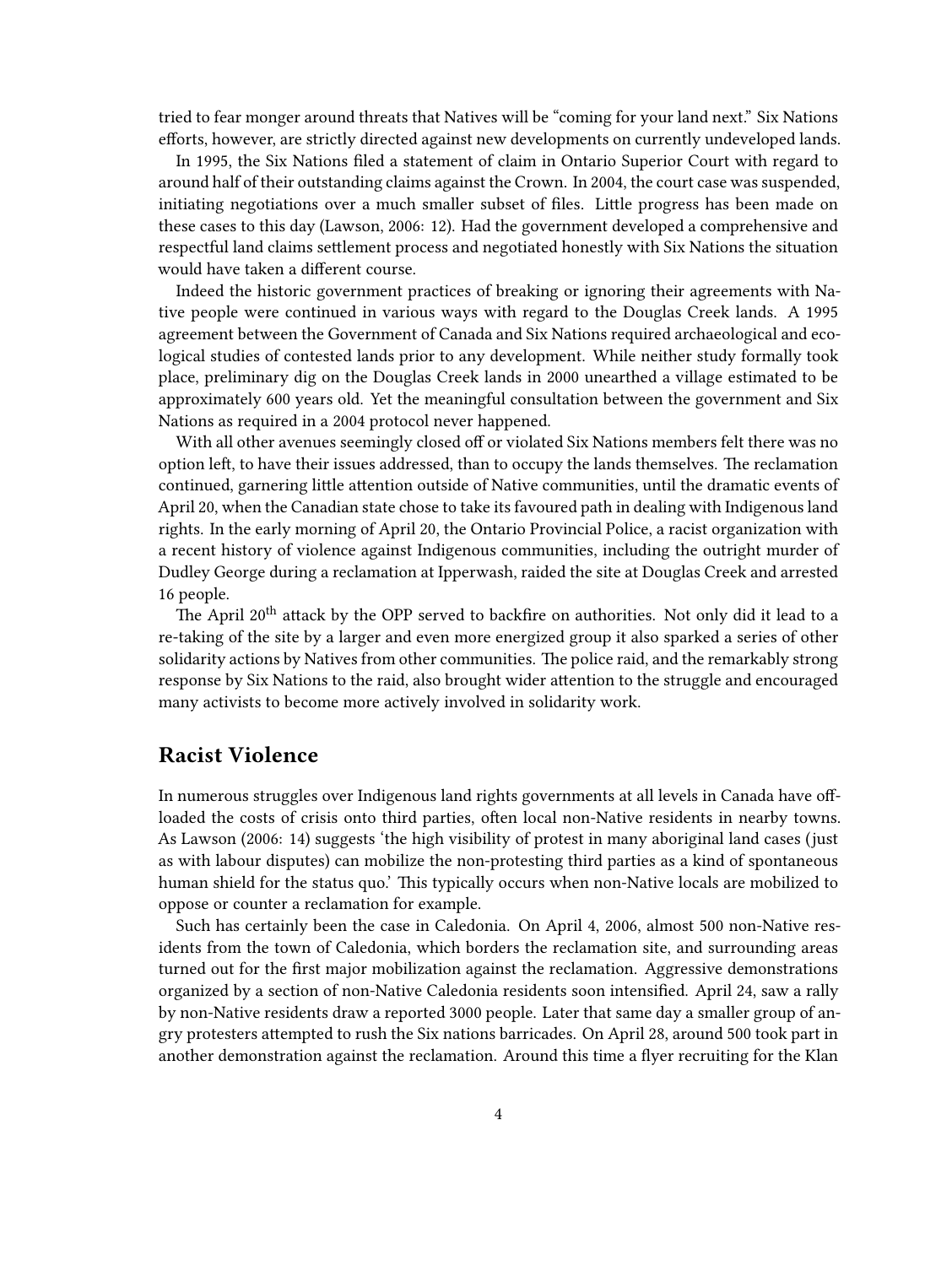tried to fear monger around threats that Natives will be "coming for your land next." Six Nations efforts, however, are strictly directed against new developments on currently undeveloped lands.

In 1995, the Six Nations filed a statement of claim in Ontario Superior Court with regard to around half of their outstanding claims against the Crown. In 2004, the court case was suspended, initiating negotiations over a much smaller subset of files. Little progress has been made on these cases to this day (Lawson, 2006: 12). Had the government developed a comprehensive and respectful land claims settlement process and negotiated honestly with Six Nations the situation would have taken a different course.

Indeed the historic government practices of breaking or ignoring their agreements with Native people were continued in various ways with regard to the Douglas Creek lands. A 1995 agreement between the Government of Canada and Six Nations required archaeological and ecological studies of contested lands prior to any development. While neither study formally took place, preliminary dig on the Douglas Creek lands in 2000 unearthed a village estimated to be approximately 600 years old. Yet the meaningful consultation between the government and Six Nations as required in a 2004 protocol never happened.

With all other avenues seemingly closed off or violated Six Nations members felt there was no option left, to have their issues addressed, than to occupy the lands themselves. The reclamation continued, garnering little attention outside of Native communities, until the dramatic events of April 20, when the Canadian state chose to take its favoured path in dealing with Indigenous land rights. In the early morning of April 20, the Ontario Provincial Police, a racist organization with a recent history of violence against Indigenous communities, including the outright murder of Dudley George during a reclamation at Ipperwash, raided the site at Douglas Creek and arrested 16 people.

The April 20th attack by the OPP served to backfire on authorities. Not only did it lead to a re-taking of the site by a larger and even more energized group it also sparked a series of other solidarity actions by Natives from other communities. The police raid, and the remarkably strong response by Six Nations to the raid, also brought wider attention to the struggle and encouraged many activists to become more actively involved in solidarity work.

## Racist Violence

In numerous struggles over Indigenous land rights governments at all levels in Canada have offloaded the costs of crisis onto third parties, often local non-Native residents in nearby towns. As Lawson (2006: 14) suggests 'the high visibility of protest in many aboriginal land cases (just as with labour disputes) can mobilize the non-protesting third parties as a kind of spontaneous human shield for the status quo.' This typically occurs when non-Native locals are mobilized to oppose or counter a reclamation for example.

Such has certainly been the case in Caledonia. On April 4, 2006, almost 500 non-Native residents from the town of Caledonia, which borders the reclamation site, and surrounding areas turned out for the first major mobilization against the reclamation. Aggressive demonstrations organized by a section of non-Native Caledonia residents soon intensified. April 24, saw a rally by non-Native residents draw a reported 3000 people. Later that same day a smaller group of angry protesters attempted to rush the Six nations barricades. On April 28, around 500 took part in another demonstration against the reclamation. Around this time a flyer recruiting for the Klan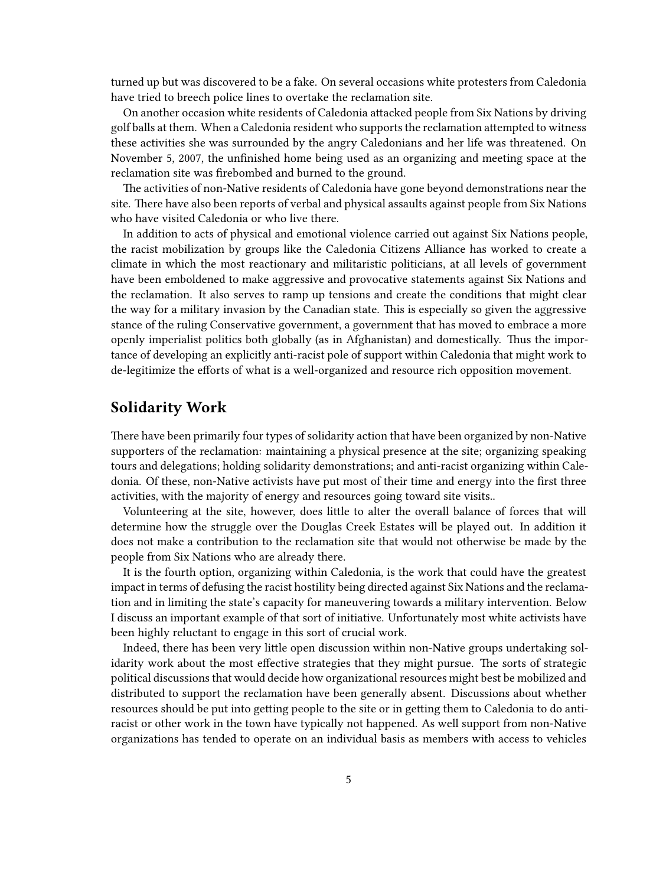turned up but was discovered to be a fake. On several occasions white protesters from Caledonia have tried to breech police lines to overtake the reclamation site.

On another occasion white residents of Caledonia attacked people from Six Nations by driving golf balls at them. When a Caledonia resident who supports the reclamation attempted to witness these activities she was surrounded by the angry Caledonians and her life was threatened. On November 5, 2007, the unfinished home being used as an organizing and meeting space at the reclamation site was firebombed and burned to the ground.

The activities of non-Native residents of Caledonia have gone beyond demonstrations near the site. There have also been reports of verbal and physical assaults against people from Six Nations who have visited Caledonia or who live there.

In addition to acts of physical and emotional violence carried out against Six Nations people, the racist mobilization by groups like the Caledonia Citizens Alliance has worked to create a climate in which the most reactionary and militaristic politicians, at all levels of government have been emboldened to make aggressive and provocative statements against Six Nations and the reclamation. It also serves to ramp up tensions and create the conditions that might clear the way for a military invasion by the Canadian state. This is especially so given the aggressive stance of the ruling Conservative government, a government that has moved to embrace a more openly imperialist politics both globally (as in Afghanistan) and domestically. Thus the importance of developing an explicitly anti-racist pole of support within Caledonia that might work to de-legitimize the efforts of what is a well-organized and resource rich opposition movement.

## Solidarity Work

There have been primarily four types of solidarity action that have been organized by non-Native supporters of the reclamation: maintaining a physical presence at the site; organizing speaking tours and delegations; holding solidarity demonstrations; and anti-racist organizing within Caledonia. Of these, non-Native activists have put most of their time and energy into the first three activities, with the majority of energy and resources going toward site visits..

Volunteering at the site, however, does little to alter the overall balance of forces that will determine how the struggle over the Douglas Creek Estates will be played out. In addition it does not make a contribution to the reclamation site that would not otherwise be made by the people from Six Nations who are already there.

It is the fourth option, organizing within Caledonia, is the work that could have the greatest impact in terms of defusing the racist hostility being directed against Six Nations and the reclamation and in limiting the state's capacity for maneuvering towards a military intervention. Below I discuss an important example of that sort of initiative. Unfortunately most white activists have been highly reluctant to engage in this sort of crucial work.

Indeed, there has been very little open discussion within non-Native groups undertaking solidarity work about the most effective strategies that they might pursue. The sorts of strategic political discussions that would decide how organizational resources might best be mobilized and distributed to support the reclamation have been generally absent. Discussions about whether resources should be put into getting people to the site or in getting them to Caledonia to do anti-racist or other work in the town have typically not happened. As well support from non-Native organizations has tended to operate on an individual basis as members with access to vehicles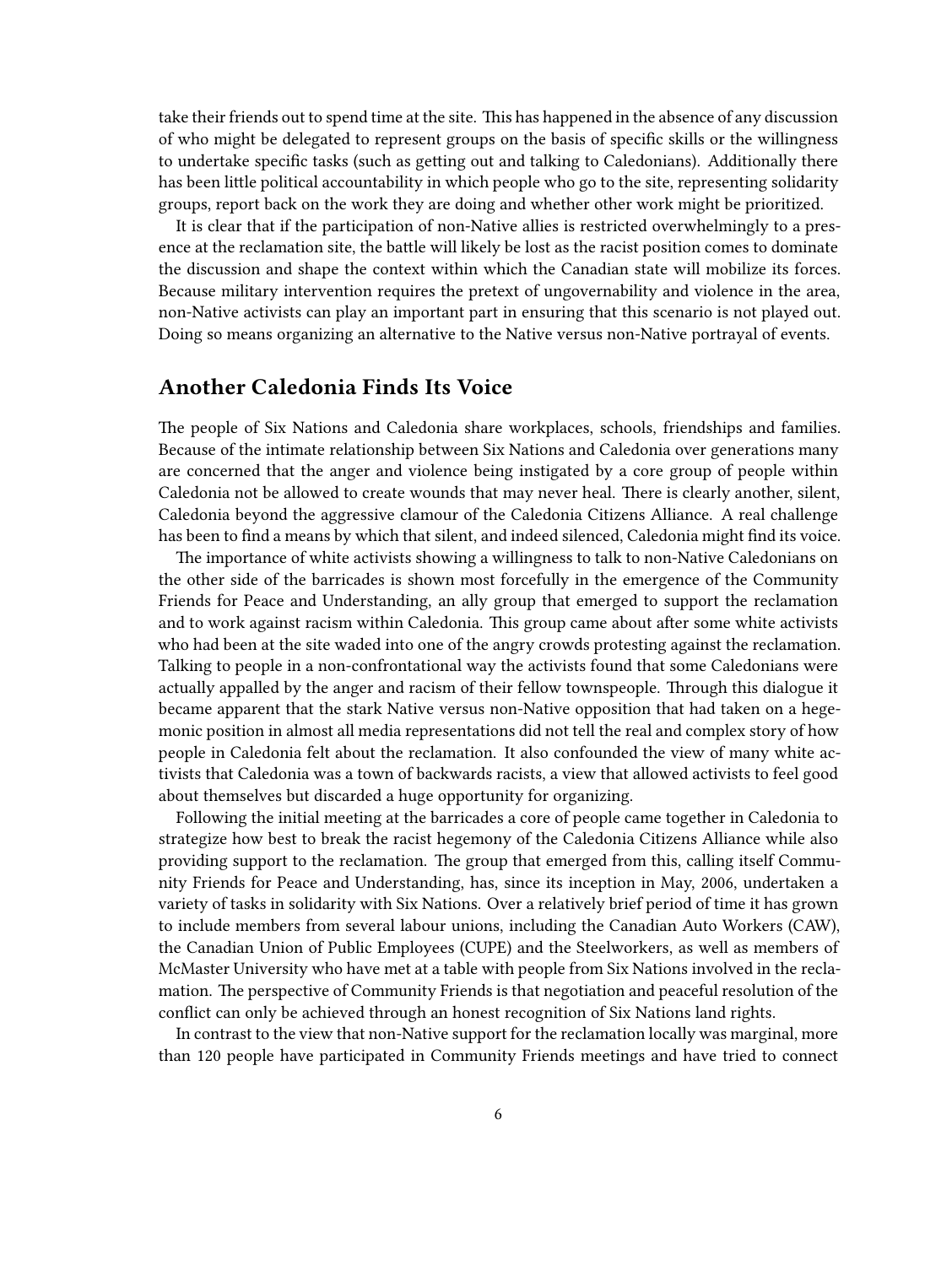take their friends out to spend time at the site. This has happened in the absence of any discussion of who might be delegated to represent groups on the basis of specific skills or the willingness to undertake specific tasks (such as getting out and talking to Caledonians). Additionally there has been little political accountability in which people who go to the site, representing solidarity groups, report back on the work they are doing and whether other work might be prioritized.

It is clear that if the participation of non-Native allies is restricted overwhelmingly to a presence at the reclamation site, the battle will likely be lost as the racist position comes to dominate the discussion and shape the context within which the Canadian state will mobilize its forces. Because military intervention requires the pretext of ungovernability and violence in the area, non-Native activists can play an important part in ensuring that this scenario is not played out. Doing so means organizing an alternative to the Native versus non-Native portrayal of events.

## Another Caledonia Finds Its Voice

The people of Six Nations and Caledonia share workplaces, schools, friendships and families. Because of the intimate relationship between Six Nations and Caledonia over generations many are concerned that the anger and violence being instigated by a core group of people within Caledonia not be allowed to create wounds that may never heal. There is clearly another, silent, Caledonia beyond the aggressive clamour of the Caledonia Citizens Alliance. A real challenge has been to find a means by which that silent, and indeed silenced, Caledonia might find its voice.

The importance of white activists showing a willingness to talk to non-Native Caledonians on the other side of the barricades is shown most forcefully in the emergence of the Community Friends for Peace and Understanding, an ally group that emerged to support the reclamation and to work against racism within Caledonia. This group came about after some white activists who had been at the site waded into one of the angry crowds protesting against the reclamation. Talking to people in a non-confrontational way the activists found that some Caledonians were actually appalled by the anger and racism of their fellow townspeople. Through this dialogue it became apparent that the stark Native versus non-Native opposition that had taken on a hegemonic position in almost all media representations did not tell the real and complex story of how people in Caledonia felt about the reclamation. It also confounded the view of many white activists that Caledonia was a town of backwards racists, a view that allowed activists to feel good about themselves but discarded a huge opportunity for organizing.

Following the initial meeting at the barricades a core of people came together in Caledonia to strategize how best to break the racist hegemony of the Caledonia Citizens Alliance while also providing support to the reclamation. The group that emerged from this, calling itself Community Friends for Peace and Understanding, has, since its inception in May, 2006, undertaken a variety of tasks in solidarity with Six Nations. Over a relatively brief period of time it has grown to include members from several labour unions, including the Canadian Auto Workers (CAW), the Canadian Union of Public Employees (CUPE) and the Steelworkers, as well as members of McMaster University who have met at a table with people from Six Nations involved in the reclamation. The perspective of Community Friends is that negotiation and peaceful resolution of the conflict can only be achieved through an honest recognition of Six Nations land rights.

In contrast to the view that non-Native support for the reclamation locally was marginal, more than 120 people have participated in Community Friends meetings and have tried to connect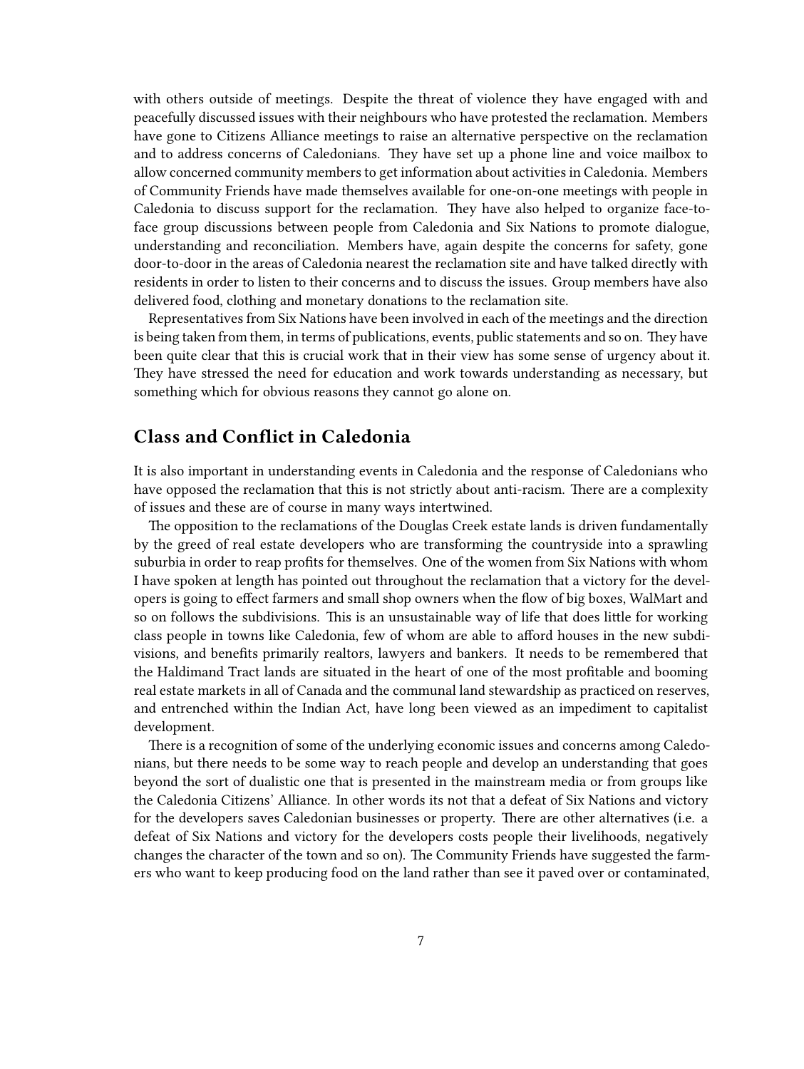with others outside of meetings. Despite the threat of violence they have engaged with and peacefully discussed issues with their neighbours who have protested the reclamation. Members have gone to Citizens Alliance meetings to raise an alternative perspective on the reclamation and to address concerns of Caledonians. They have set up a phone line and voice mailbox to allow concerned community members to get information about activities in Caledonia. Members of Community Friends have made themselves available for one-on-one meetings with people in Caledonia to discuss support for the reclamation. They have also helped to organize face-to-face group discussions between people from Caledonia and Six Nations to promote dialogue, understanding and reconciliation. Members have, again despite the concerns for safety, gone door-to-door in the areas of Caledonia nearest the reclamation site and have talked directly with residents in order to listen to their concerns and to discuss the issues. Group members have also delivered food, clothing and monetary donations to the reclamation site.

Representatives from Six Nations have been involved in each of the meetings and the direction is being taken from them, in terms of publications, events, public statements and so on. They have been quite clear that this is crucial work that in their view has some sense of urgency about it. They have stressed the need for education and work towards understanding as necessary, but something which for obvious reasons they cannot go alone on.

## Class and Conflict in Caledonia

It is also important in understanding events in Caledonia and the response of Caledonians who have opposed the reclamation that this is not strictly about anti-racism. There are a complexity of issues and these are of course in many ways intertwined.

The opposition to the reclamations of the Douglas Creek estate lands is driven fundamentally by the greed of real estate developers who are transforming the countryside into a sprawling suburbia in order to reap profits for themselves. One of the women from Six Nations with whom I have spoken at length has pointed out throughout the reclamation that a victory for the developers is going to effect farmers and small shop owners when the flow of big boxes, WalMart and so on follows the subdivisions. This is an unsustainable way of life that does little for working class people in towns like Caledonia, few of whom are able to afford houses in the new subdivisions, and benefits primarily realtors, lawyers and bankers. It needs to be remembered that the Haldimand Tract lands are situated in the heart of one of the most profitable and booming real estate markets in all of Canada and the communal land stewardship as practiced on reserves, and entrenched within the Indian Act, have long been viewed as an impediment to capitalist development.

There is a recognition of some of the underlying economic issues and concerns among Caledonians, but there needs to be some way to reach people and develop an understanding that goes beyond the sort of dualistic one that is presented in the mainstream media or from groups like the Caledonia Citizens' Alliance. In other words its not that a defeat of Six Nations and victory for the developers saves Caledonian businesses or property. There are other alternatives (i.e. a defeat of Six Nations and victory for the developers costs people their livelihoods, negatively changes the character of the town and so on). The Community Friends have suggested the farmers who want to keep producing food on the land rather than see it paved over or contaminated,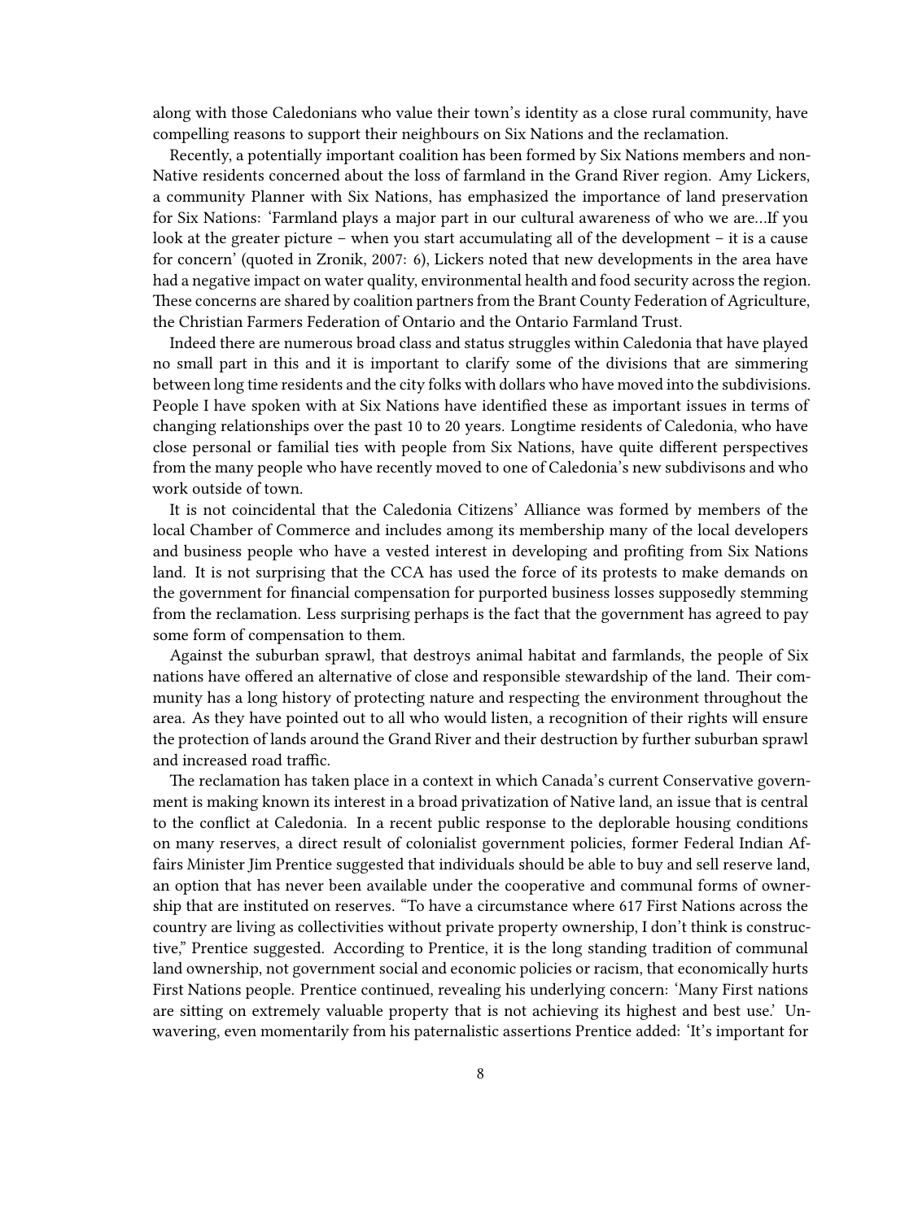along with those Caledonians who value their town's identity as a close rural community, have compelling reasons to support their neighbours on Six Nations and the reclamation.

Recently, a potentially important coalition has been formed by Six Nations members and non-Native residents concerned about the loss of farmland in the Grand River region. Amy Lickers, a community Planner with Six Nations, has emphasized the importance of land preservation for Six Nations: 'Farmland plays a major part in our cultural awareness of who we are…If you look at the greater picture – when you start accumulating all of the development – it is a cause for concern' (quoted in Zronik, 2007: 6), Lickers noted that new developments in the area have had a negative impact on water quality, environmental health and food security across the region. These concerns are shared by coalition partners from the Brant County Federation of Agriculture, the Christian Farmers Federation of Ontario and the Ontario Farmland Trust.

Indeed there are numerous broad class and status struggles within Caledonia that have played no small part in this and it is important to clarify some of the divisions that are simmering between long time residents and the city folks with dollars who have moved into the subdivisions. People I have spoken with at Six Nations have identified these as important issues in terms of changing relationships over the past 10 to 20 years. Longtime residents of Caledonia, who have close personal or familial ties with people from Six Nations, have quite different perspectives from the many people who have recently moved to one of Caledonia's new subdivisons and who work outside of town.

It is not coincidental that the Caledonia Citizens' Alliance was formed by members of the local Chamber of Commerce and includes among its membership many of the local developers and business people who have a vested interest in developing and profiting from Six Nations land. It is not surprising that the CCA has used the force of its protests to make demands on the government for financial compensation for purported business losses supposedly stemming from the reclamation. Less surprising perhaps is the fact that the government has agreed to pay some form of compensation to them.

Against the suburban sprawl, that destroys animal habitat and farmlands, the people of Six nations have offered an alternative of close and responsible stewardship of the land. Their community has a long history of protecting nature and respecting the environment throughout the area. As they have pointed out to all who would listen, a recognition of their rights will ensure the protection of lands around the Grand River and their destruction by further suburban sprawl and increased road traffic.

The reclamation has taken place in a context in which Canada's current Conservative government is making known its interest in a broad privatization of Native land, an issue that is central to the conflict at Caledonia. In a recent public response to the deplorable housing conditions on many reserves, a direct result of colonialist government policies, former Federal Indian Affairs Minister Jim Prentice suggested that individuals should be able to buy and sell reserve land, an option that has never been available under the cooperative and communal forms of ownership that are instituted on reserves. "To have a circumstance where 617 First Nations across the country are living as collectivities without private property ownership, I don't think is constructive," Prentice suggested. According to Prentice, it is the long standing tradition of communal land ownership, not government social and economic policies or racism, that economically hurts First Nations people. Prentice continued, revealing his underlying concern: 'Many First nations are sitting on extremely valuable property that is not achieving its highest and best use.' Unwavering, even momentarily from his paternalistic assertions Prentice added: 'It's important for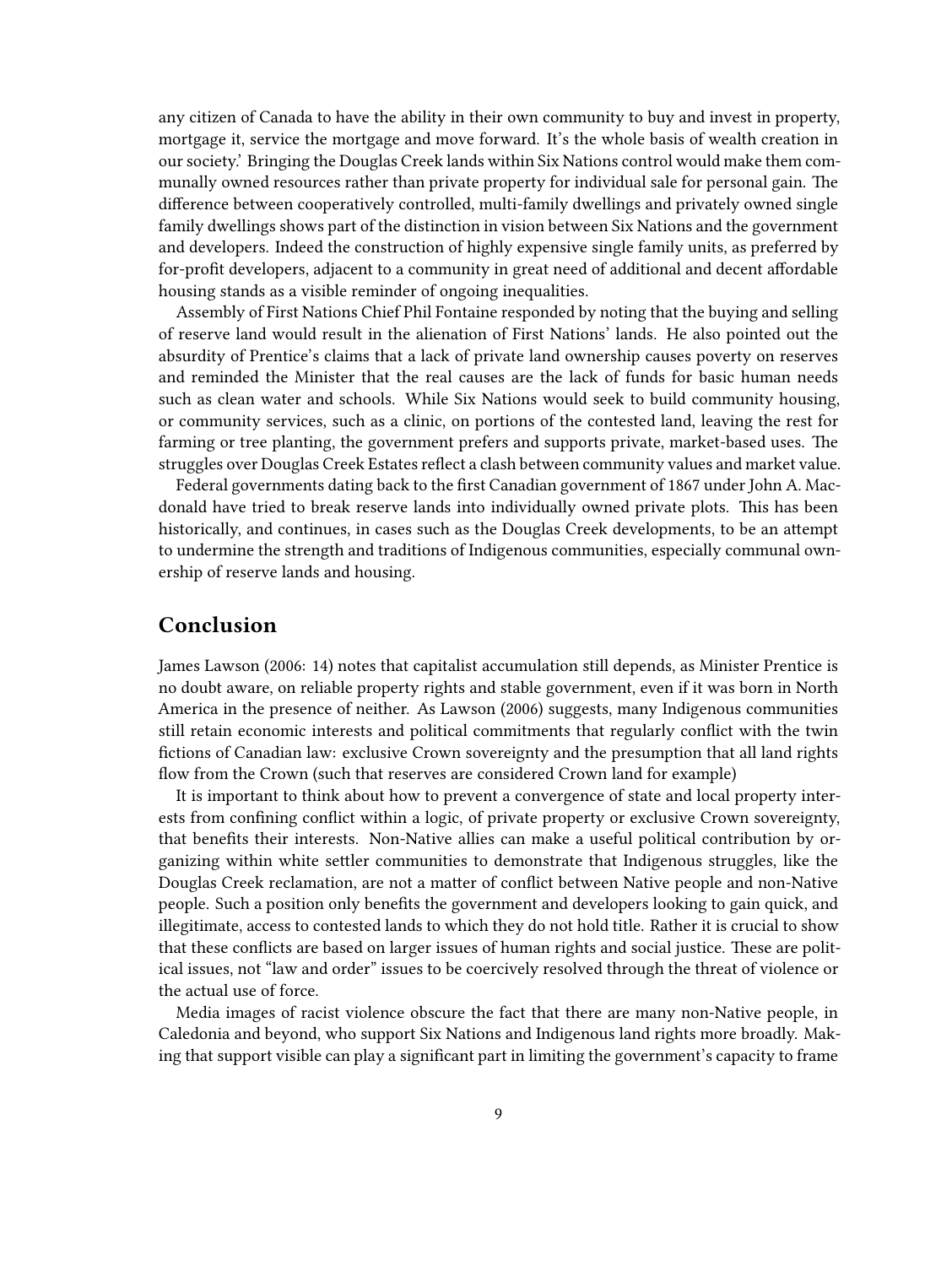any citizen of Canada to have the ability in their own community to buy and invest in property, mortgage it, service the mortgage and move forward. It's the whole basis of wealth creation in our society.' Bringing the Douglas Creek lands within Six Nations control would make them communally owned resources rather than private property for individual sale for personal gain. The difference between cooperatively controlled, multi-family dwellings and privately owned single family dwellings shows part of the distinction in vision between Six Nations and the government and developers. Indeed the construction of highly expensive single family units, as preferred by for-profit developers, adjacent to a community in great need of additional and decent affordable housing stands as a visible reminder of ongoing inequalities.

Assembly of First Nations Chief Phil Fontaine responded by noting that the buying and selling of reserve land would result in the alienation of First Nations' lands. He also pointed out the absurdity of Prentice's claims that a lack of private land ownership causes poverty on reserves and reminded the Minister that the real causes are the lack of funds for basic human needs such as clean water and schools. While Six Nations would seek to build community housing, or community services, such as a clinic, on portions of the contested land, leaving the rest for farming or tree planting, the government prefers and supports private, market-based uses. The struggles over Douglas Creek Estates reflect a clash between community values and market value.

Federal governments dating back to the first Canadian government of 1867 under John A. Macdonald have tried to break reserve lands into individually owned private plots. This has been historically, and continues, in cases such as the Douglas Creek developments, to be an attempt to undermine the strength and traditions of Indigenous communities, especially communal ownership of reserve lands and housing.

## Conclusion

James Lawson (2006: 14) notes that capitalist accumulation still depends, as Minister Prentice is no doubt aware, on reliable property rights and stable government, even if it was born in North America in the presence of neither. As Lawson (2006) suggests, many Indigenous communities still retain economic interests and political commitments that regularly conflict with the twin fictions of Canadian law: exclusive Crown sovereignty and the presumption that all land rights flow from the Crown (such that reserves are considered Crown land for example)

It is important to think about how to prevent a convergence of state and local property interests from confining conflict within a logic, of private property or exclusive Crown sovereignty, that benefits their interests. Non-Native allies can make a useful political contribution by organizing within white settler communities to demonstrate that Indigenous struggles, like the Douglas Creek reclamation, are not a matter of conflict between Native people and non-Native people. Such a position only benefits the government and developers looking to gain quick, and illegitimate, access to contested lands to which they do not hold title. Rather it is crucial to show that these conflicts are based on larger issues of human rights and social justice. These are political issues, not "law and order" issues to be coercively resolved through the threat of violence or the actual use of force.

Media images of racist violence obscure the fact that there are many non-Native people, in Caledonia and beyond, who support Six Nations and Indigenous land rights more broadly. Making that support visible can play a significant part in limiting the government's capacity to frame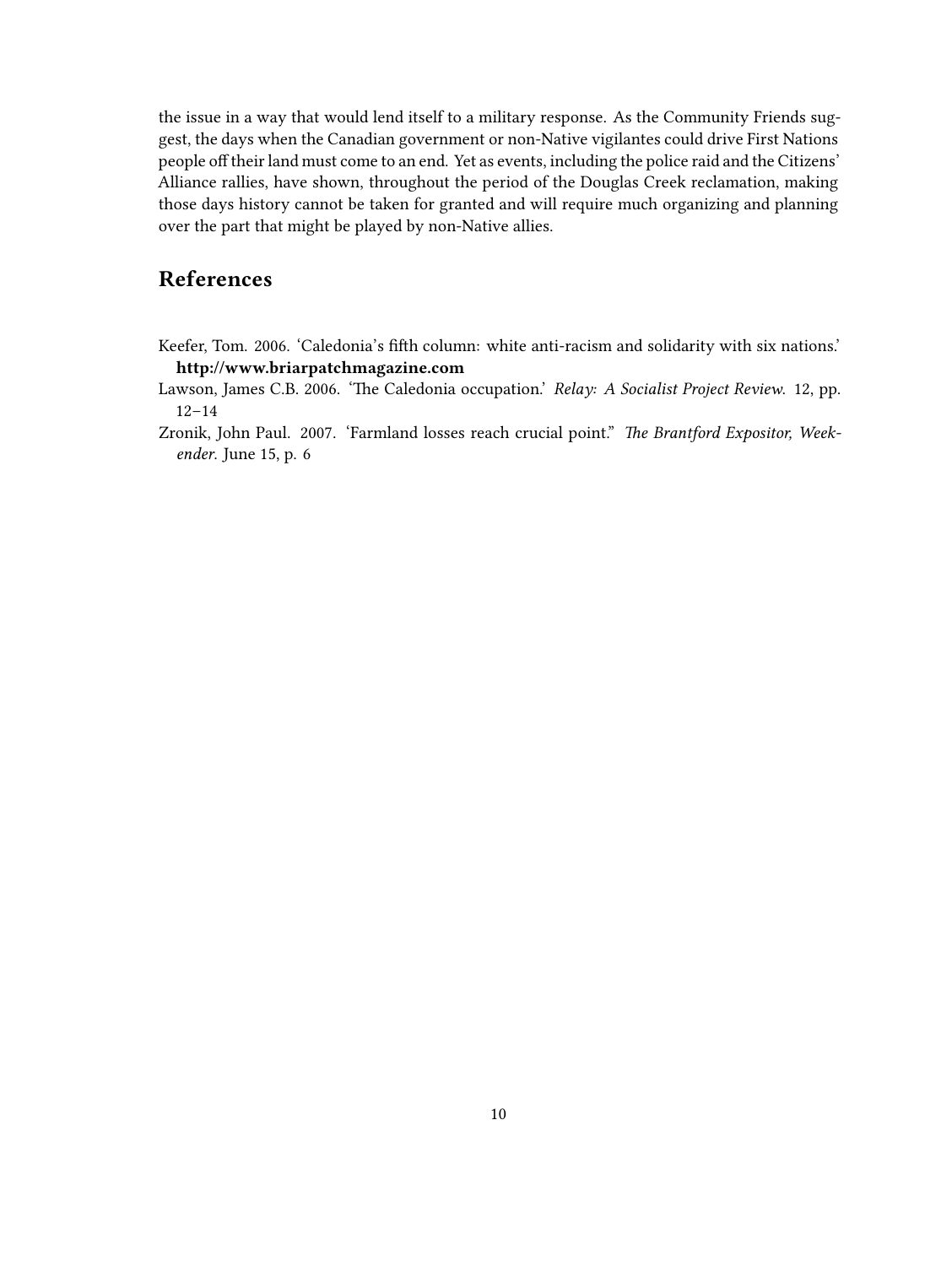the issue in a way that would lend itself to a military response. As the Community Friends suggest, the days when the Canadian government or non-Native vigilantes could drive First Nations people off their land must come to an end. Yet as events, including the police raid and the Citizens' Alliance rallies, have shown, throughout the period of the Douglas Creek reclamation, making those days history cannot be taken for granted and will require much organizing and planning over the part that might be played by non-Native allies.

## References

Keefer, Tom. 2006. 'Caledonia's fifth column: white anti-racism and solidarity with six nations.' **http://www.briarpatchmagazine.com**

Lawson, James C.B. 2006. 'The Caledonia occupation.' *Relay: A Socialist Project Review.* 12, pp. 12–14

Zronik, John Paul. 2007. 'Farmland losses reach crucial point." *The Brantford Expositor, Weekender.* June 15, p. 6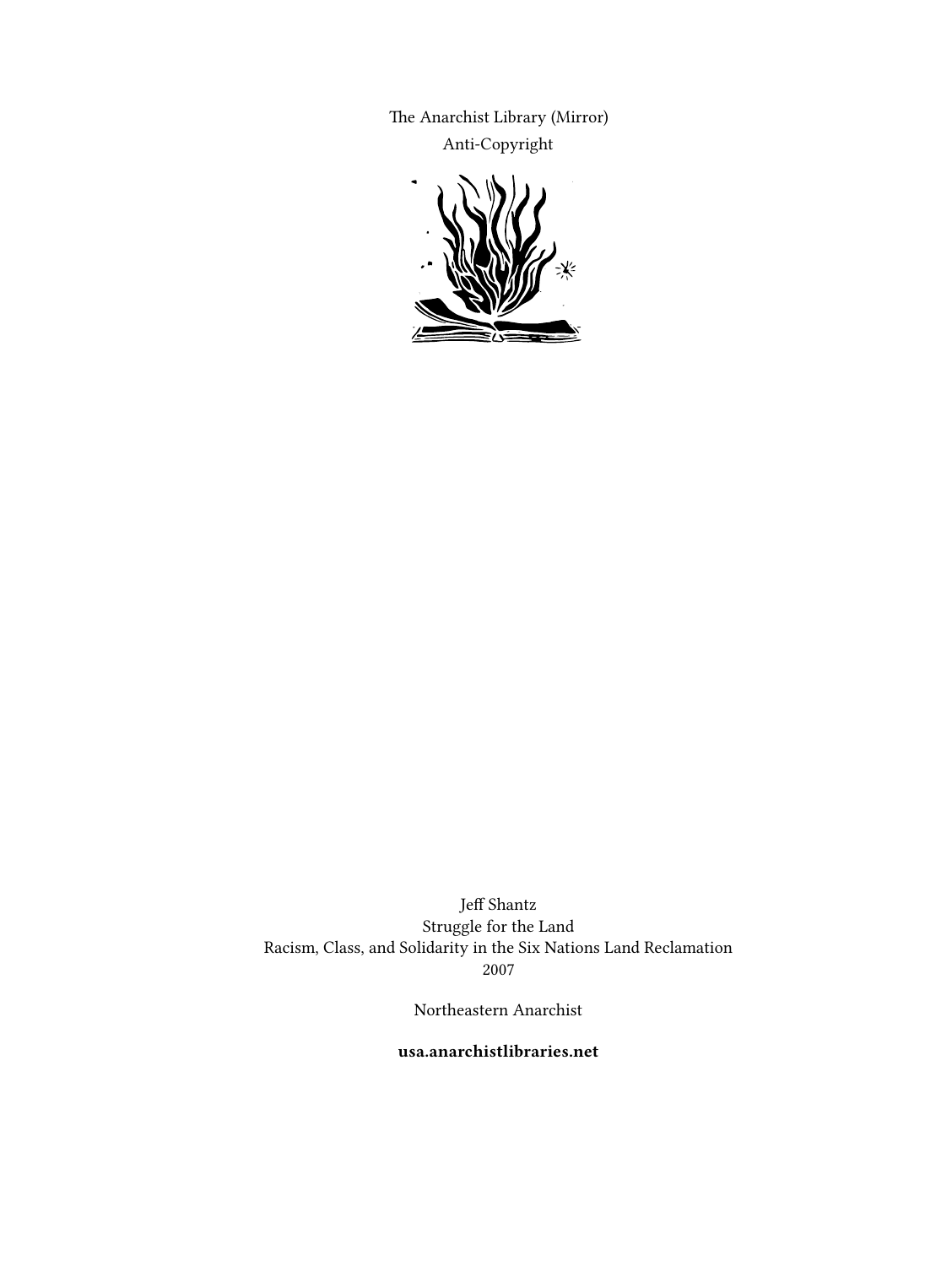The Anarchist Library (Mirror)
Anti-Copyright

Jeff Shantz
Struggle for the Land
Racism, Class, and Solidarity in the Six Nations Land Reclamation
2007

Northeastern Anarchist

**usa.anarchistlibraries.net**